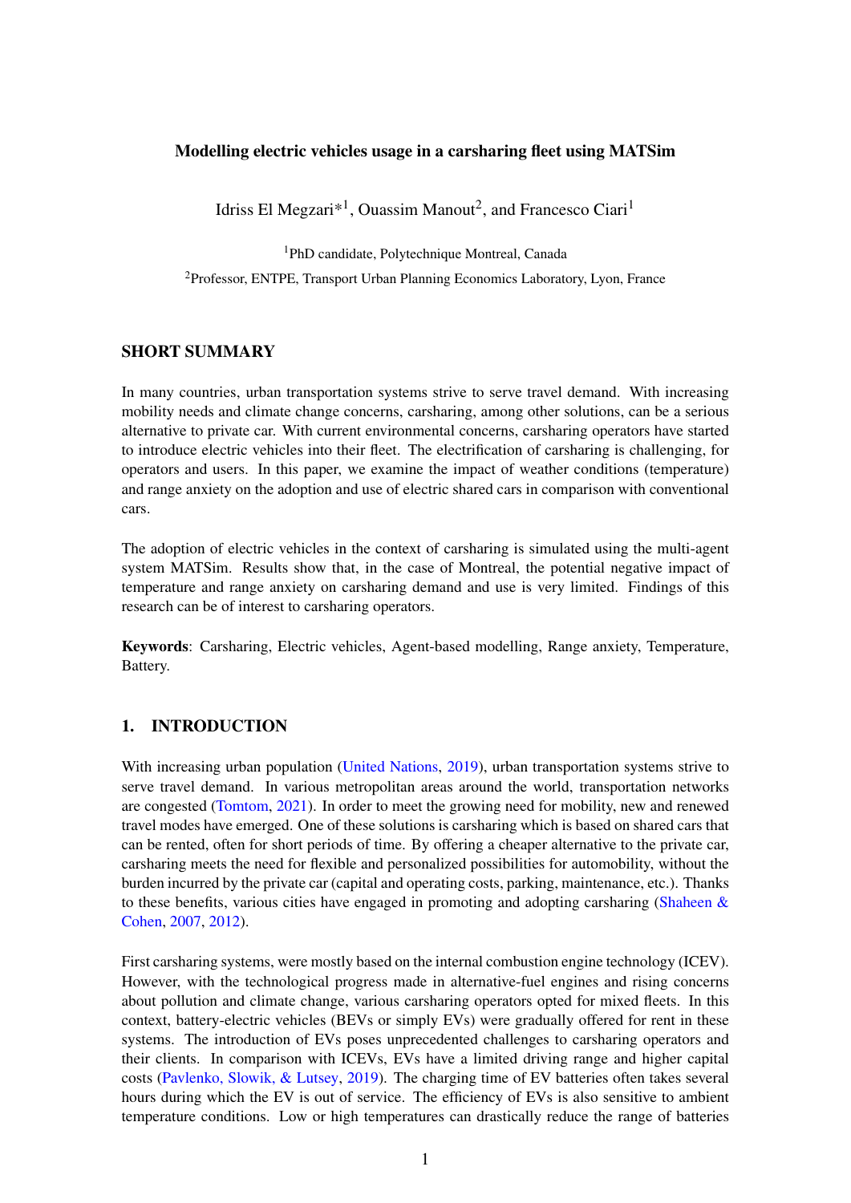# Modelling electric vehicles usage in a carsharing fleet using MATSim

Idriss El Megzari*[1], Ouassim Manout[2], and Francesco Ciari[1]

[1]PhD candidate, Polytechnique Montreal, Canada

[2]Professor, ENTPE, Transport Urban Planning Economics Laboratory, Lyon, France

## SHORT SUMMARY

In many countries, urban transportation systems strive to serve travel demand. With increasing mobility needs and climate change concerns, carsharing, among other solutions, can be a serious alternative to private car. With current environmental concerns, carsharing operators have started to introduce electric vehicles into their fleet. The electrification of carsharing is challenging, for operators and users. In this paper, we examine the impact of weather conditions (temperature) and range anxiety on the adoption and use of electric shared cars in comparison with conventional cars.

The adoption of electric vehicles in the context of carsharing is simulated using the multi-agent system MATSim. Results show that, in the case of Montreal, the potential negative impact of temperature and range anxiety on carsharing demand and use is very limited. Findings of this research can be of interest to carsharing operators.

**Keywords**: Carsharing, Electric vehicles, Agent-based modelling, Range anxiety, Temperature, Battery.

## 1. INTRODUCTION

With increasing urban population (United Nations, 2019), urban transportation systems strive to serve travel demand. In various metropolitan areas around the world, transportation networks are congested (Tomtom, 2021). In order to meet the growing need for mobility, new and renewed travel modes have emerged. One of these solutions is carsharing which is based on shared cars that can be rented, often for short periods of time. By offering a cheaper alternative to the private car, carsharing meets the need for flexible and personalized possibilities for automobility, without the burden incurred by the private car (capital and operating costs, parking, maintenance, etc.). Thanks to these benefits, various cities have engaged in promoting and adopting carsharing (Shaheen & Cohen, 2007, 2012).

First carsharing systems, were mostly based on the internal combustion engine technology (ICEV). However, with the technological progress made in alternative-fuel engines and rising concerns about pollution and climate change, various carsharing operators opted for mixed fleets. In this context, battery-electric vehicles (BEVs or simply EVs) were gradually offered for rent in these systems. The introduction of EVs poses unprecedented challenges to carsharing operators and their clients. In comparison with ICEVs, EVs have a limited driving range and higher capital costs (Pavlenko, Slowik, & Lutsey, 2019). The charging time of EV batteries often takes several hours during which the EV is out of service. The efficiency of EVs is also sensitive to ambient temperature conditions. Low or high temperatures can drastically reduce the range of batteries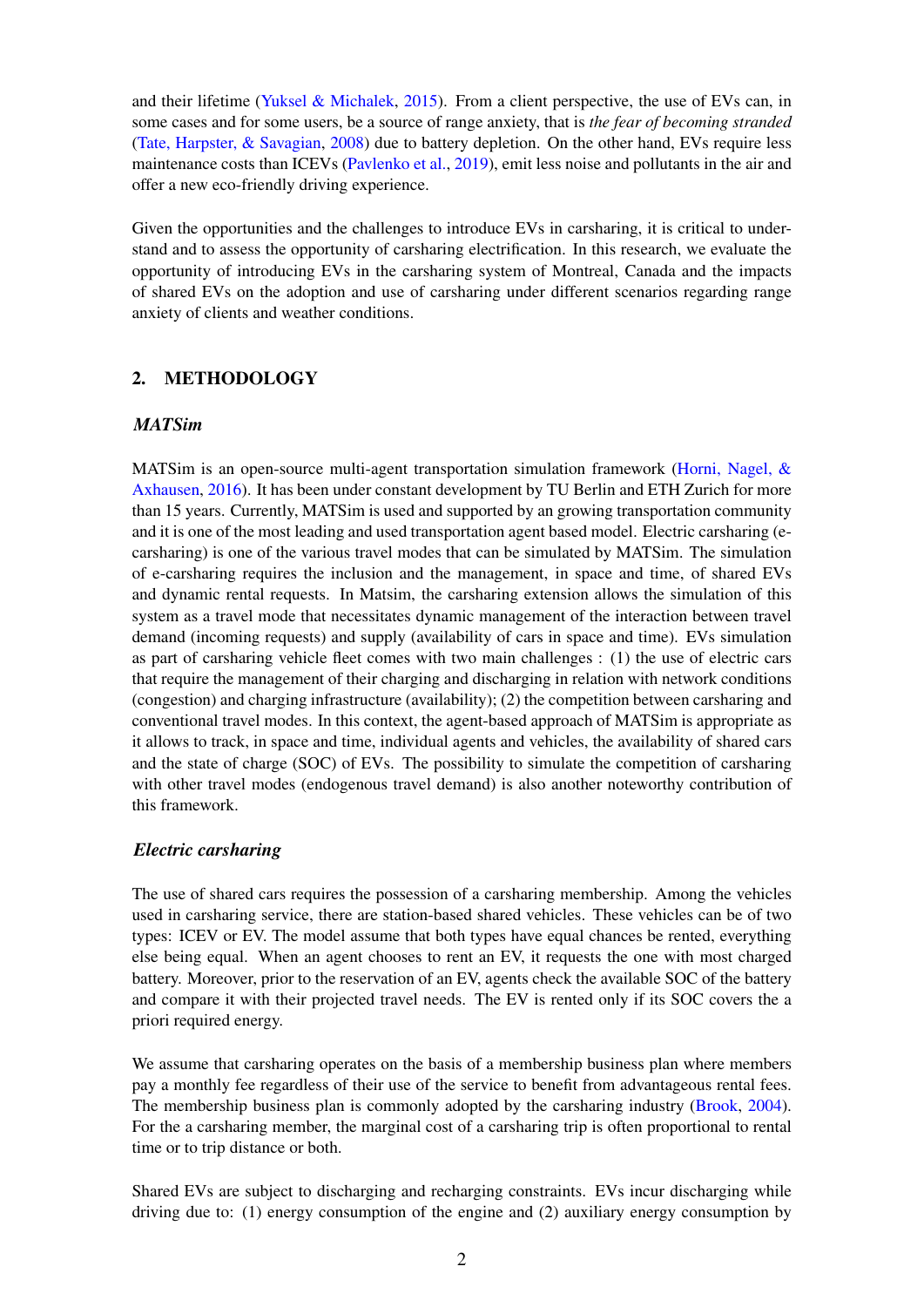and their lifetime (Yuksel & Michalek, 2015). From a client perspective, the use of EVs can, in some cases and for some users, be a source of range anxiety, that is *the fear of becoming stranded* (Tate, Harpster, & Savagian, 2008) due to battery depletion. On the other hand, EVs require less maintenance costs than ICEVs (Pavlenko et al., 2019), emit less noise and pollutants in the air and offer a new eco-friendly driving experience.

Given the opportunities and the challenges to introduce EVs in carsharing, it is critical to understand and to assess the opportunity of carsharing electrification. In this research, we evaluate the opportunity of introducing EVs in the carsharing system of Montreal, Canada and the impacts of shared EVs on the adoption and use of carsharing under different scenarios regarding range anxiety of clients and weather conditions.

## 2. METHODOLOGY

### *MATSim*

MATSim is an open-source multi-agent transportation simulation framework (Horni, Nagel, & Axhausen, 2016). It has been under constant development by TU Berlin and ETH Zurich for more than 15 years. Currently, MATSim is used and supported by an growing transportation community and it is one of the most leading and used transportation agent based model. Electric carsharing (e-carsharing) is one of the various travel modes that can be simulated by MATSim. The simulation of e-carsharing requires the inclusion and the management, in space and time, of shared EVs and dynamic rental requests. In Matsim, the carsharing extension allows the simulation of this system as a travel mode that necessitates dynamic management of the interaction between travel demand (incoming requests) and supply (availability of cars in space and time). EVs simulation as part of carsharing vehicle fleet comes with two main challenges : (1) the use of electric cars that require the management of their charging and discharging in relation with network conditions (congestion) and charging infrastructure (availability); (2) the competition between carsharing and conventional travel modes. In this context, the agent-based approach of MATSim is appropriate as it allows to track, in space and time, individual agents and vehicles, the availability of shared cars and the state of charge (SOC) of EVs. The possibility to simulate the competition of carsharing with other travel modes (endogenous travel demand) is also another noteworthy contribution of this framework.

### *Electric carsharing*

The use of shared cars requires the possession of a carsharing membership. Among the vehicles used in carsharing service, there are station-based shared vehicles. These vehicles can be of two types: ICEV or EV. The model assume that both types have equal chances be rented, everything else being equal. When an agent chooses to rent an EV, it requests the one with most charged battery. Moreover, prior to the reservation of an EV, agents check the available SOC of the battery and compare it with their projected travel needs. The EV is rented only if its SOC covers the a priori required energy.

We assume that carsharing operates on the basis of a membership business plan where members pay a monthly fee regardless of their use of the service to benefit from advantageous rental fees. The membership business plan is commonly adopted by the carsharing industry (Brook, 2004). For the a carsharing member, the marginal cost of a carsharing trip is often proportional to rental time or to trip distance or both.

Shared EVs are subject to discharging and recharging constraints. EVs incur discharging while driving due to: (1) energy consumption of the engine and (2) auxiliary energy consumption by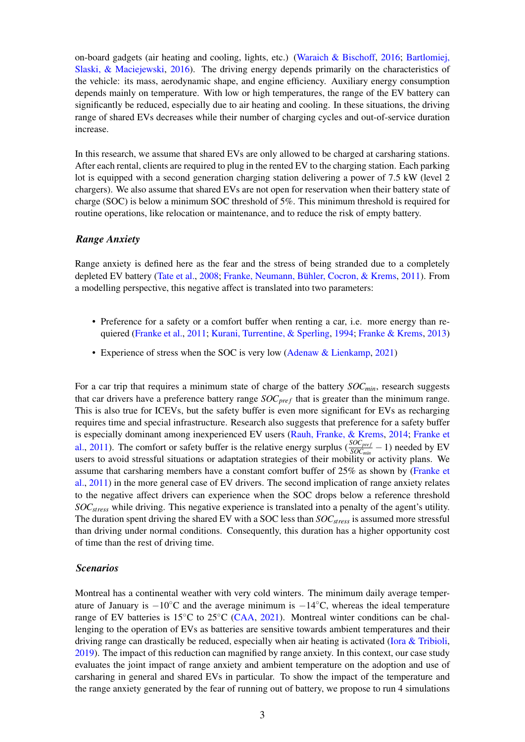on-board gadgets (air heating and cooling, lights, etc.) (Waraich & Bischoff, 2016; Bartlomiej, Slaski, & Maciejewski, 2016). The driving energy depends primarily on the characteristics of the vehicle: its mass, aerodynamic shape, and engine efficiency. Auxiliary energy consumption depends mainly on temperature. With low or high temperatures, the range of the EV battery can significantly be reduced, especially due to air heating and cooling. In these situations, the driving range of shared EVs decreases while their number of charging cycles and out-of-service duration increase.

In this research, we assume that shared EVs are only allowed to be charged at carsharing stations. After each rental, clients are required to plug in the rented EV to the charging station. Each parking lot is equipped with a second generation charging station delivering a power of 7.5 kW (level 2 chargers). We also assume that shared EVs are not open for reservation when their battery state of charge (SOC) is below a minimum SOC threshold of 5%. This minimum threshold is required for routine operations, like relocation or maintenance, and to reduce the risk of empty battery.

### *Range Anxiety*

Range anxiety is defined here as the fear and the stress of being stranded due to a completely depleted EV battery (Tate et al., 2008; Franke, Neumann, Bühler, Cocron, & Krems, 2011). From a modelling perspective, this negative affect is translated into two parameters:

- Preference for a safety or a comfort buffer when renting a car, i.e. more energy than required (Franke et al., 2011; Kurani, Turrentine, & Sperling, 1994; Franke & Krems, 2013)
- Experience of stress when the SOC is very low (Adenaw & Lienkamp, 2021)

For a car trip that requires a minimum state of charge of the battery $SOC_{min}$, research suggests that car drivers have a preference battery range $SOC_{pref}$ that is greater than the minimum range. This is also true for ICEVs, but the safety buffer is even more significant for EVs as recharging requires time and special infrastructure. Research also suggests that preference for a safety buffer is especially dominant among inexperienced EV users (Rauh, Franke, & Krems, 2014; Franke et al., 2011). The comfort or safety buffer is the relative energy surplus ($\frac{SOC_{pref}}{SOC_{min}} - 1$) needed by EV users to avoid stressful situations or adaptation strategies of their mobility or activity plans. We assume that carsharing members have a constant comfort buffer of 25% as shown by (Franke et al., 2011) in the more general case of EV drivers. The second implication of range anxiety relates to the negative affect drivers can experience when the SOC drops below a reference threshold $SOC_{stress}$ while driving. This negative experience is translated into a penalty of the agent's utility. The duration spent driving the shared EV with a SOC less than $SOC_{stress}$ is assumed more stressful than driving under normal conditions. Consequently, this duration has a higher opportunity cost of time than the rest of driving time.

### *Scenarios*

Montreal has a continental weather with very cold winters. The minimum daily average temperature of January is $-10^{\circ}$C and the average minimum is $-14^{\circ}$C, whereas the ideal temperature range of EV batteries is $15^{\circ}$C to $25^{\circ}$C (CAA, 2021). Montreal winter conditions can be challenging to the operation of EVs as batteries are sensitive towards ambient temperatures and their driving range can drastically be reduced, especially when air heating is activated (Iora & Tribioli, 2019). The impact of this reduction can magnified by range anxiety. In this context, our case study evaluates the joint impact of range anxiety and ambient temperature on the adoption and use of carsharing in general and shared EVs in particular. To show the impact of the temperature and the range anxiety generated by the fear of running out of battery, we propose to run 4 simulations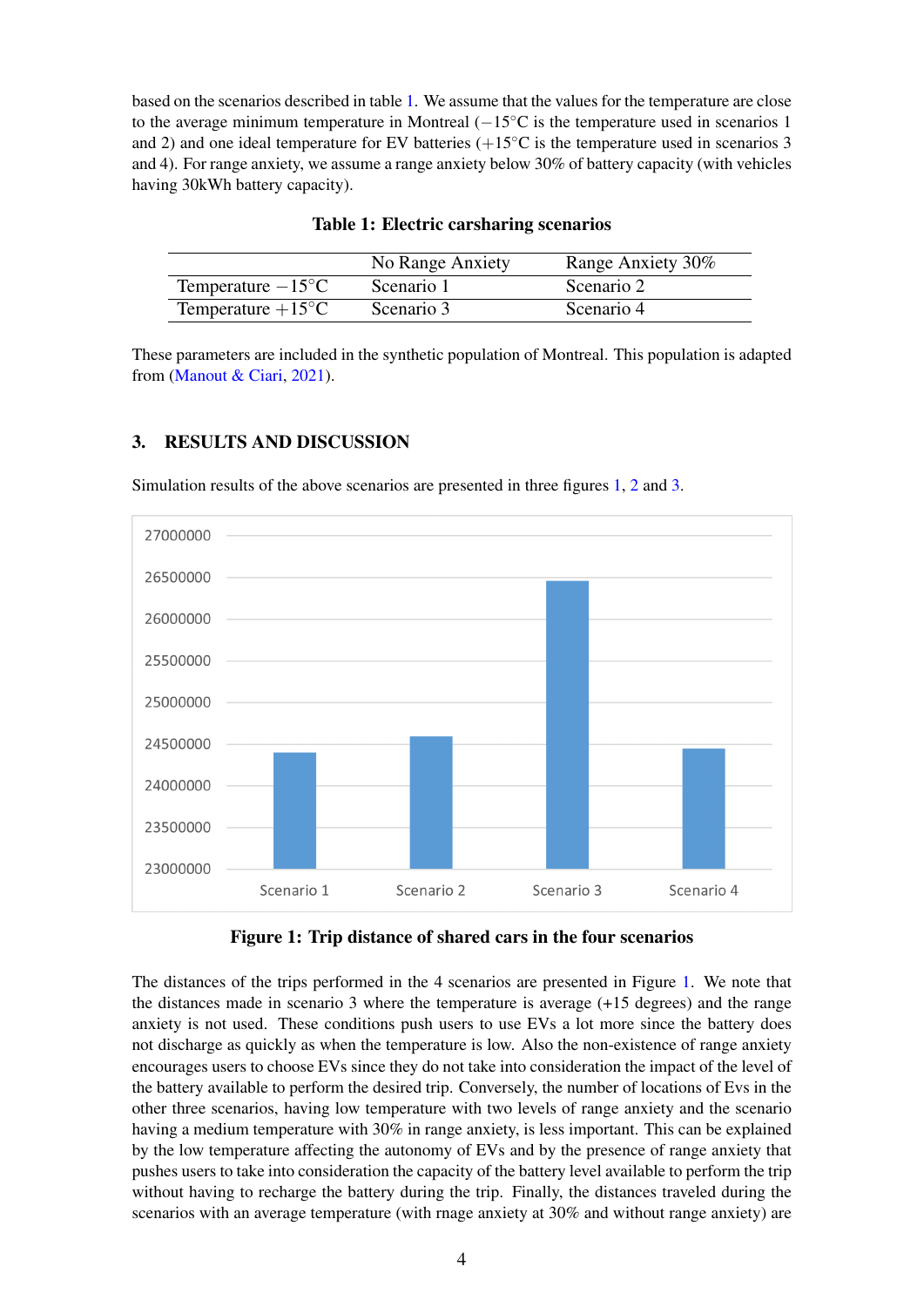based on the scenarios described in table 1. We assume that the values for the temperature are close to the average minimum temperature in Montreal ($-15°C$ is the temperature used in scenarios 1 and 2) and one ideal temperature for EV batteries ($+15°C$ is the temperature used in scenarios 3 and 4). For range anxiety, we assume a range anxiety below 30% of battery capacity (with vehicles having 30kWh battery capacity).

**Table 1: Electric carsharing scenarios**

| | No Range Anxiety | Range Anxiety 30% |
|---|---|---|
| Temperature $-15°C$ | Scenario 1 | Scenario 2 |
| Temperature $+15°C$ | Scenario 3 | Scenario 4 |

These parameters are included in the synthetic population of Montreal. This population is adapted from (Manout & Ciari, 2021).

## 3. RESULTS AND DISCUSSION

Simulation results of the above scenarios are presented in three figures 1, 2 and 3.

27000000
26500000
26000000
25500000
25000000
24500000
24000000
23500000
23000000
Scenario 1
Scenario 2
Scenario 3
Scenario 4

**Figure 1: Trip distance of shared cars in the four scenarios**

The distances of the trips performed in the 4 scenarios are presented in Figure 1. We note that the distances made in scenario 3 where the temperature is average (+15 degrees) and the range anxiety is not used. These conditions push users to use EVs a lot more since the battery does not discharge as quickly as when the temperature is low. Also the non-existence of range anxiety encourages users to choose EVs since they do not take into consideration the impact of the level of the battery available to perform the desired trip. Conversely, the number of locations of Evs in the other three scenarios, having low temperature with two levels of range anxiety and the scenario having a medium temperature with 30% in range anxiety, is less important. This can be explained by the low temperature affecting the autonomy of EVs and by the presence of range anxiety that pushes users to take into consideration the capacity of the battery level available to perform the trip without having to recharge the battery during the trip. Finally, the distances traveled during the scenarios with an average temperature (with rnage anxiety at 30% and without range anxiety) are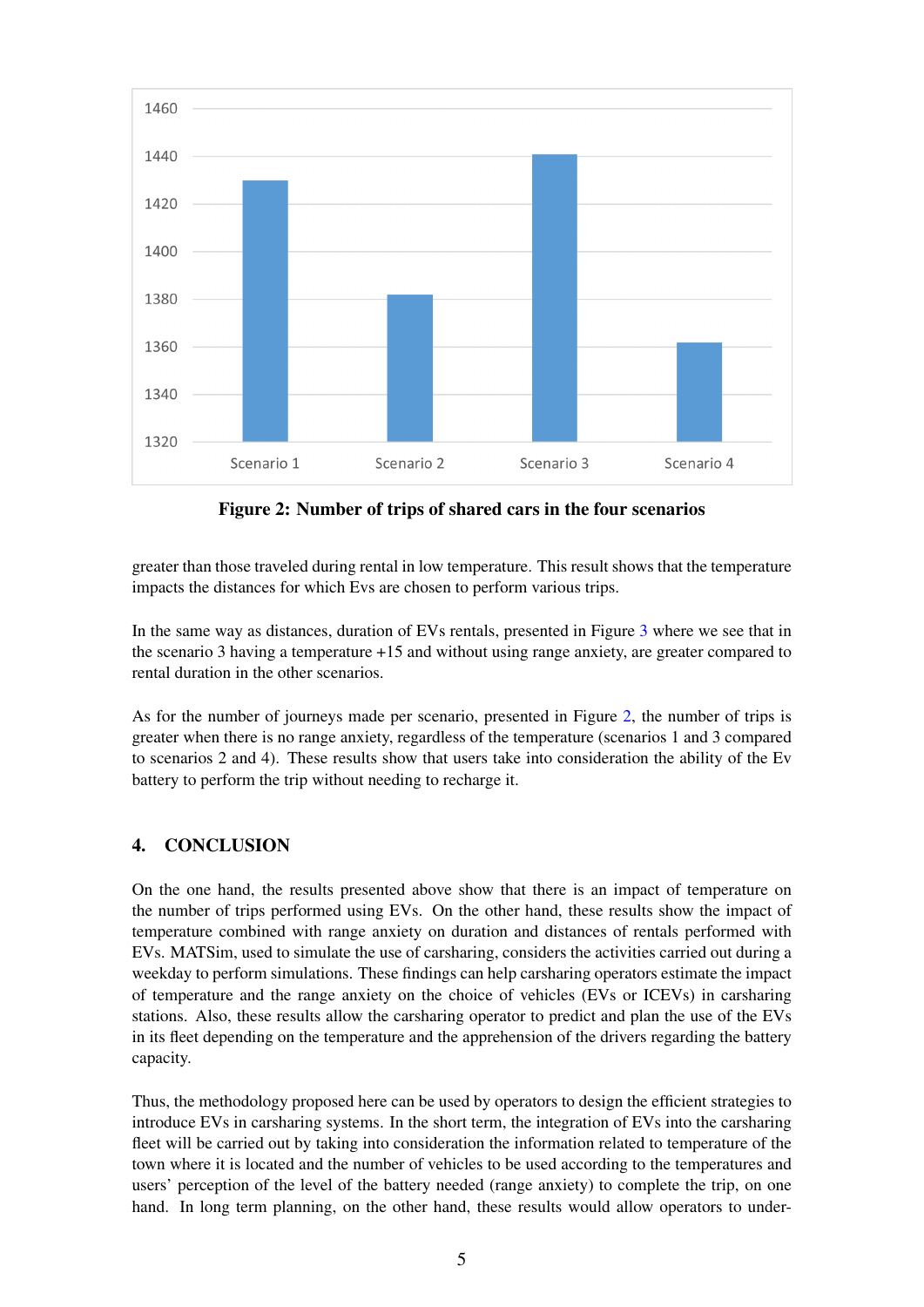1460
1440
1420
1400
1380
1360
1340
1320

Scenario 1
Scenario 2
Scenario 3
Scenario 4

**Figure 2: Number of trips of shared cars in the four scenarios**

greater than those traveled during rental in low temperature. This result shows that the temperature impacts the distances for which Evs are chosen to perform various trips.

In the same way as distances, duration of EVs rentals, presented in Figure 3 where we see that in the scenario 3 having a temperature +15 and without using range anxiety, are greater compared to rental duration in the other scenarios.

As for the number of journeys made per scenario, presented in Figure 2, the number of trips is greater when there is no range anxiety, regardless of the temperature (scenarios 1 and 3 compared to scenarios 2 and 4). These results show that users take into consideration the ability of the Ev battery to perform the trip without needing to recharge it.

## 4. CONCLUSION

On the one hand, the results presented above show that there is an impact of temperature on the number of trips performed using EVs. On the other hand, these results show the impact of temperature combined with range anxiety on duration and distances of rentals performed with EVs. MATSim, used to simulate the use of carsharing, considers the activities carried out during a weekday to perform simulations. These findings can help carsharing operators estimate the impact of temperature and the range anxiety on the choice of vehicles (EVs or ICEVs) in carsharing stations. Also, these results allow the carsharing operator to predict and plan the use of the EVs in its fleet depending on the temperature and the apprehension of the drivers regarding the battery capacity.

Thus, the methodology proposed here can be used by operators to design the efficient strategies to introduce EVs in carsharing systems. In the short term, the integration of EVs into the carsharing fleet will be carried out by taking into consideration the information related to temperature of the town where it is located and the number of vehicles to be used according to the temperatures and users' perception of the level of the battery needed (range anxiety) to complete the trip, on one hand. In long term planning, on the other hand, these results would allow operators to under-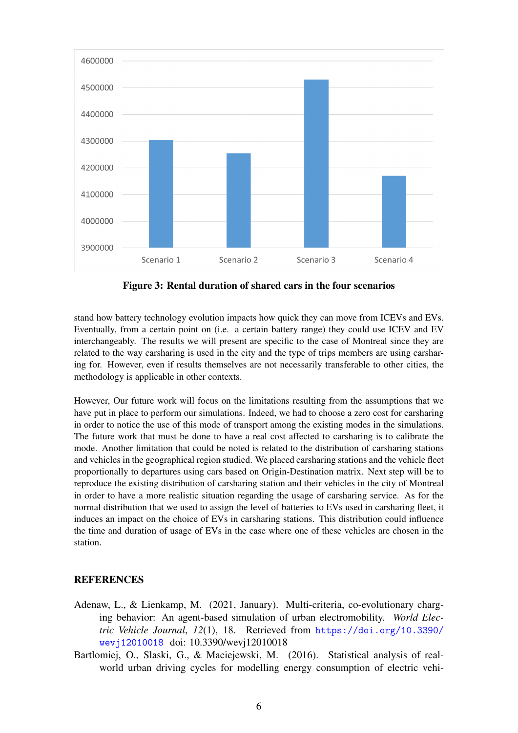4600000
4500000
4400000
4300000
4200000
4100000
4000000
3900000

Scenario 1
Scenario 2
Scenario 3
Scenario 4

**Figure 3: Rental duration of shared cars in the four scenarios**

stand how battery technology evolution impacts how quick they can move from ICEVs and EVs. Eventually, from a certain point on (i.e. a certain battery range) they could use ICEV and EV interchangeably. The results we will present are specific to the case of Montreal since they are related to the way carsharing is used in the city and the type of trips members are using carsharing for. However, even if results themselves are not necessarily transferable to other cities, the methodology is applicable in other contexts.

However, Our future work will focus on the limitations resulting from the assumptions that we have put in place to perform our simulations. Indeed, we had to choose a zero cost for carsharing in order to notice the use of this mode of transport among the existing modes in the simulations. The future work that must be done to have a real cost affected to carsharing is to calibrate the mode. Another limitation that could be noted is related to the distribution of carsharing stations and vehicles in the geographical region studied. We placed carsharing stations and the vehicle fleet proportionally to departures using cars based on Origin-Destination matrix. Next step will be to reproduce the existing distribution of carsharing station and their vehicles in the city of Montreal in order to have a more realistic situation regarding the usage of carsharing service. As for the normal distribution that we used to assign the level of batteries to EVs used in carsharing fleet, it induces an impact on the choice of EVs in carsharing stations. This distribution could influence the time and duration of usage of EVs in the case where one of these vehicles are chosen in the station.

## REFERENCES

Adenaw, L., & Lienkamp, M. (2021, January). Multi-criteria, co-evolutionary charging behavior: An agent-based simulation of urban electromobility. *World Electric Vehicle Journal*, *12*(1), 18. Retrieved from https://doi.org/10.3390/wevj12010018 doi: 10.3390/wevj12010018

Bartlomiej, O., Slaski, G., & Maciejewski, M. (2016). Statistical analysis of real-world urban driving cycles for modelling energy consumption of electric vehi-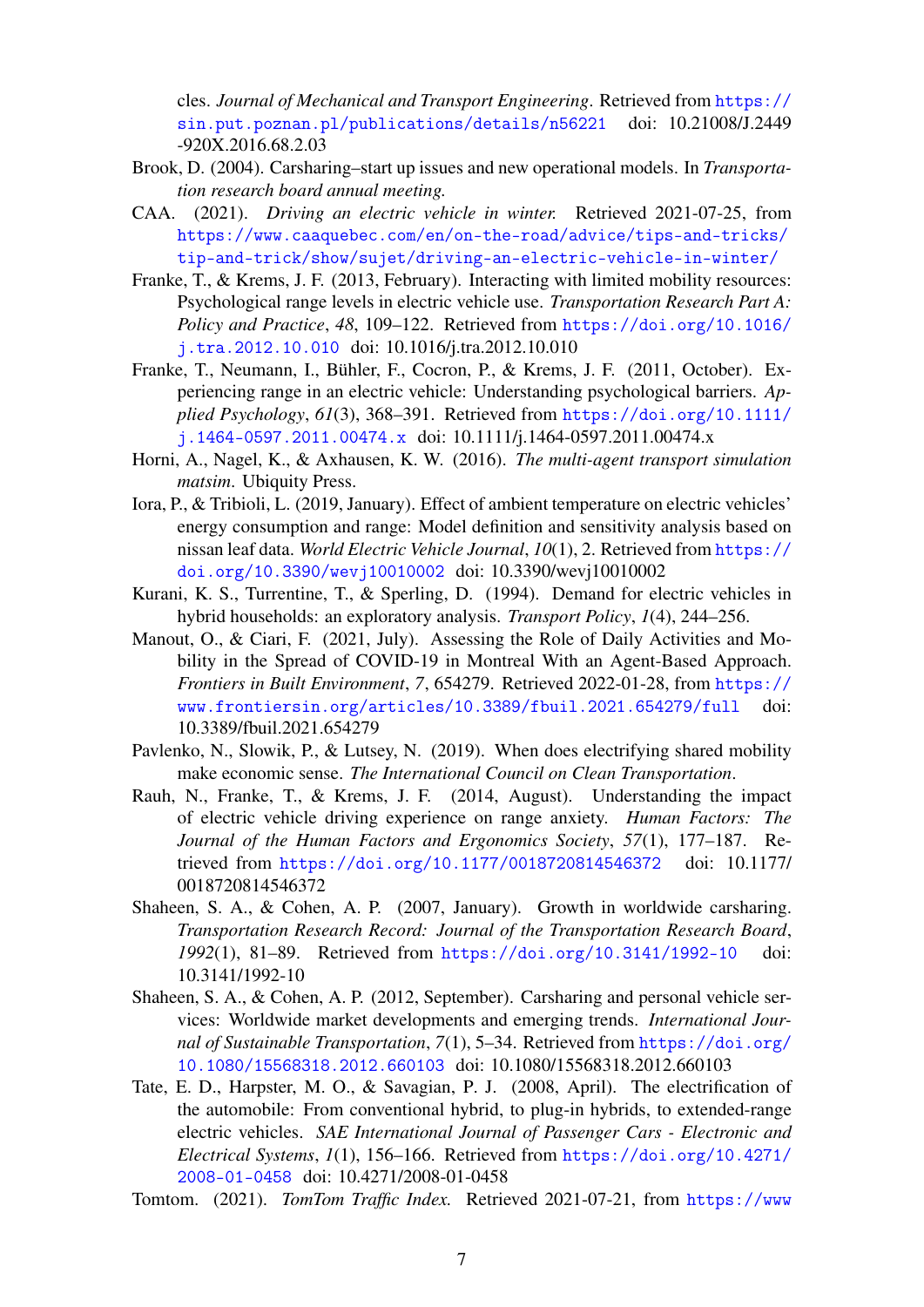cles. *Journal of Mechanical and Transport Engineering*. Retrieved from https://sin.put.poznan.pl/publications/details/n56221 doi: 10.21008/J.2449-920X.2016.68.2.03

Brook, D. (2004). Carsharing–start up issues and new operational models. In *Transportation research board annual meeting.*

CAA. (2021). *Driving an electric vehicle in winter.* Retrieved 2021-07-25, from https://www.caaquebec.com/en/on-the-road/advice/tips-and-tricks/tip-and-trick/show/sujet/driving-an-electric-vehicle-in-winter/

Franke, T., & Krems, J. F. (2013, February). Interacting with limited mobility resources: Psychological range levels in electric vehicle use. *Transportation Research Part A: Policy and Practice*, *48*, 109–122. Retrieved from https://doi.org/10.1016/j.tra.2012.10.010 doi: 10.1016/j.tra.2012.10.010

Franke, T., Neumann, I., Bühler, F., Cocron, P., & Krems, J. F. (2011, October). Experiencing range in an electric vehicle: Understanding psychological barriers. *Applied Psychology*, *61*(3), 368–391. Retrieved from https://doi.org/10.1111/j.1464-0597.2011.00474.x doi: 10.1111/j.1464-0597.2011.00474.x

Horni, A., Nagel, K., & Axhausen, K. W. (2016). *The multi-agent transport simulation matsim.* Ubiquity Press.

Iora, P., & Tribioli, L. (2019, January). Effect of ambient temperature on electric vehicles' energy consumption and range: Model definition and sensitivity analysis based on nissan leaf data. *World Electric Vehicle Journal*, *10*(1), 2. Retrieved from https://doi.org/10.3390/wevj10010002 doi: 10.3390/wevj10010002

Kurani, K. S., Turrentine, T., & Sperling, D. (1994). Demand for electric vehicles in hybrid households: an exploratory analysis. *Transport Policy*, *1*(4), 244–256.

Manout, O., & Ciari, F. (2021, July). Assessing the Role of Daily Activities and Mobility in the Spread of COVID-19 in Montreal With an Agent-Based Approach. *Frontiers in Built Environment*, *7*, 654279. Retrieved 2022-01-28, from https://www.frontiersin.org/articles/10.3389/fbuil.2021.654279/full doi: 10.3389/fbuil.2021.654279

Pavlenko, N., Slowik, P., & Lutsey, N. (2019). When does electrifying shared mobility make economic sense. *The International Council on Clean Transportation*.

Rauh, N., Franke, T., & Krems, J. F. (2014, August). Understanding the impact of electric vehicle driving experience on range anxiety. *Human Factors: The Journal of the Human Factors and Ergonomics Society*, *57*(1), 177–187. Retrieved from https://doi.org/10.1177/0018720814546372 doi: 10.1177/0018720814546372

Shaheen, S. A., & Cohen, A. P. (2007, January). Growth in worldwide carsharing. *Transportation Research Record: Journal of the Transportation Research Board*, *1992*(1), 81–89. Retrieved from https://doi.org/10.3141/1992-10 doi: 10.3141/1992-10

Shaheen, S. A., & Cohen, A. P. (2012, September). Carsharing and personal vehicle services: Worldwide market developments and emerging trends. *International Journal of Sustainable Transportation*, *7*(1), 5–34. Retrieved from https://doi.org/10.1080/15568318.2012.660103 doi: 10.1080/15568318.2012.660103

Tate, E. D., Harpster, M. O., & Savagian, P. J. (2008, April). The electrification of the automobile: From conventional hybrid, to plug-in hybrids, to extended-range electric vehicles. *SAE International Journal of Passenger Cars - Electronic and Electrical Systems*, *1*(1), 156–166. Retrieved from https://doi.org/10.4271/2008-01-0458 doi: 10.4271/2008-01-0458

Tomtom. (2021). *TomTom Traffic Index.* Retrieved 2021-07-21, from https://www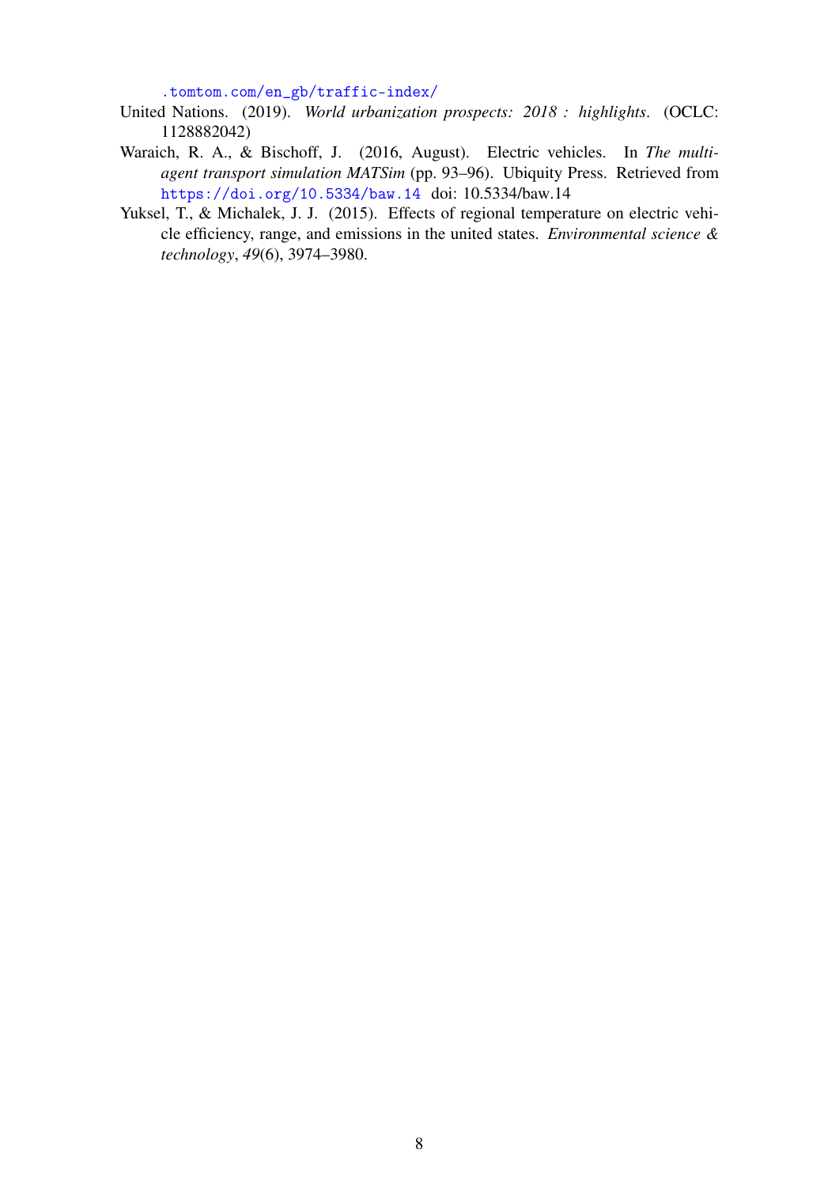.tomtom.com/en_gb/traffic-index/

United Nations. (2019). *World urbanization prospects: 2018 : highlights*. (OCLC: 1128882042)

Waraich, R. A., & Bischoff, J. (2016, August). Electric vehicles. In *The multi-agent transport simulation MATSim* (pp. 93–96). Ubiquity Press. Retrieved from https://doi.org/10.5334/baw.14 doi: 10.5334/baw.14

Yuksel, T., & Michalek, J. J. (2015). Effects of regional temperature on electric vehicle efficiency, range, and emissions in the united states. *Environmental science & technology*, *49*(6), 3974–3980.